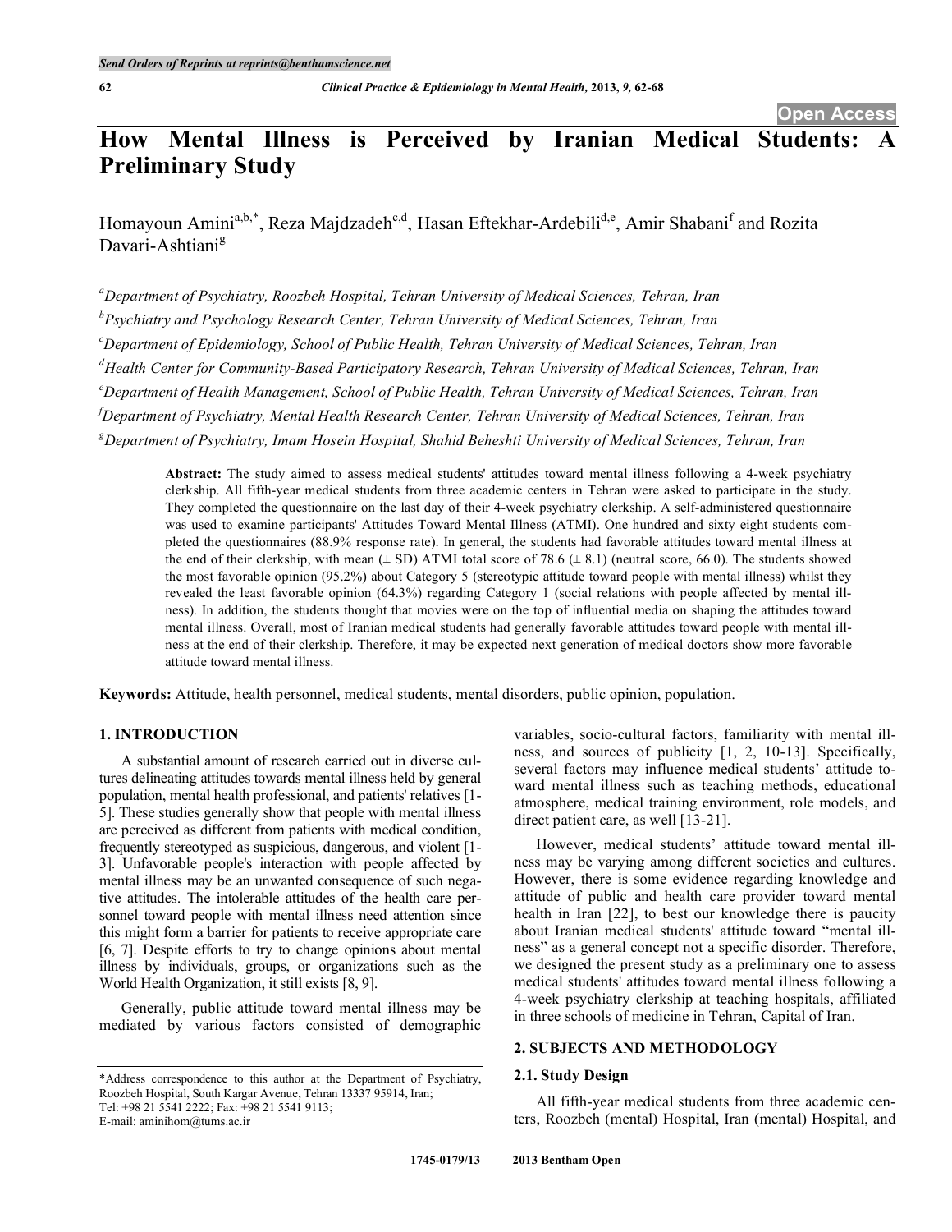# How Mental Illness is Perceived by Iranian Medical Students: A Preliminary Study

Homayoun Amini[a,b,*], Reza Majdzadeh[c,d], Hasan Eftekhar-Ardebili[d,e], Amir Shabani[f] and Rozita Davari-Ashtiani[g]

[a]*Department of Psychiatry, Roozbeh Hospital, Tehran University of Medical Sciences, Tehran, Iran*

[b]*Psychiatry and Psychology Research Center, Tehran University of Medical Sciences, Tehran, Iran*

[c]*Department of Epidemiology, School of Public Health, Tehran University of Medical Sciences, Tehran, Iran*

[d]*Health Center for Community-Based Participatory Research, Tehran University of Medical Sciences, Tehran, Iran*

[e]*Department of Health Management, School of Public Health, Tehran University of Medical Sciences, Tehran, Iran*

[f]*Department of Psychiatry, Mental Health Research Center, Tehran University of Medical Sciences, Tehran, Iran*

[g]*Department of Psychiatry, Imam Hosein Hospital, Shahid Beheshti University of Medical Sciences, Tehran, Iran*

**Abstract:** The study aimed to assess medical students' attitudes toward mental illness following a 4-week psychiatry clerkship. All fifth-year medical students from three academic centers in Tehran were asked to participate in the study. They completed the questionnaire on the last day of their 4-week psychiatry clerkship. A self-administered questionnaire was used to examine participants' Attitudes Toward Mental Illness (ATMI). One hundred and sixty eight students completed the questionnaires (88.9% response rate). In general, the students had favorable attitudes toward mental illness at the end of their clerkship, with mean (± SD) ATMI total score of 78.6 (± 8.1) (neutral score, 66.0). The students showed the most favorable opinion (95.2%) about Category 5 (stereotypic attitude toward people with mental illness) whilst they revealed the least favorable opinion (64.3%) regarding Category 1 (social relations with people affected by mental illness). In addition, the students thought that movies were on the top of influential media on shaping the attitudes toward mental illness. Overall, most of Iranian medical students had generally favorable attitudes toward people with mental illness at the end of their clerkship. Therefore, it may be expected next generation of medical doctors show more favorable attitude toward mental illness.

**Keywords:** Attitude, health personnel, medical students, mental disorders, public opinion, population.

## 1. INTRODUCTION

A substantial amount of research carried out in diverse cultures delineating attitudes towards mental illness held by general population, mental health professional, and patients' relatives [1-5]. These studies generally show that people with mental illness are perceived as different from patients with medical condition, frequently stereotyped as suspicious, dangerous, and violent [1-3]. Unfavorable people's interaction with people affected by mental illness may be an unwanted consequence of such negative attitudes. The intolerable attitudes of the health care personnel toward people with mental illness need attention since this might form a barrier for patients to receive appropriate care [6, 7]. Despite efforts to try to change opinions about mental illness by individuals, groups, or organizations such as the World Health Organization, it still exists [8, 9].

Generally, public attitude toward mental illness may be mediated by various factors consisted of demographic variables, socio-cultural factors, familiarity with mental illness, and sources of publicity [1, 2, 10-13]. Specifically, several factors may influence medical students' attitude toward mental illness such as teaching methods, educational atmosphere, medical training environment, role models, and direct patient care, as well [13-21].

However, medical students' attitude toward mental illness may be varying among different societies and cultures. However, there is some evidence regarding knowledge and attitude of public and health care provider toward mental health in Iran [22], to best our knowledge there is paucity about Iranian medical students' attitude toward "mental illness" as a general concept not a specific disorder. Therefore, we designed the present study as a preliminary one to assess medical students' attitudes toward mental illness following a 4-week psychiatry clerkship at teaching hospitals, affiliated in three schools of medicine in Tehran, Capital of Iran.

## 2. SUBJECTS AND METHODOLOGY

### 2.1. Study Design

All fifth-year medical students from three academic centers, Roozbeh (mental) Hospital, Iran (mental) Hospital, and

*Address correspondence to this author at the Department of Psychiatry, Roozbeh Hospital, South Kargar Avenue, Tehran 13337 95914, Iran; Tel: +98 21 5541 2222; Fax: +98 21 5541 9113; E-mail: aminihom@tums.ac.ir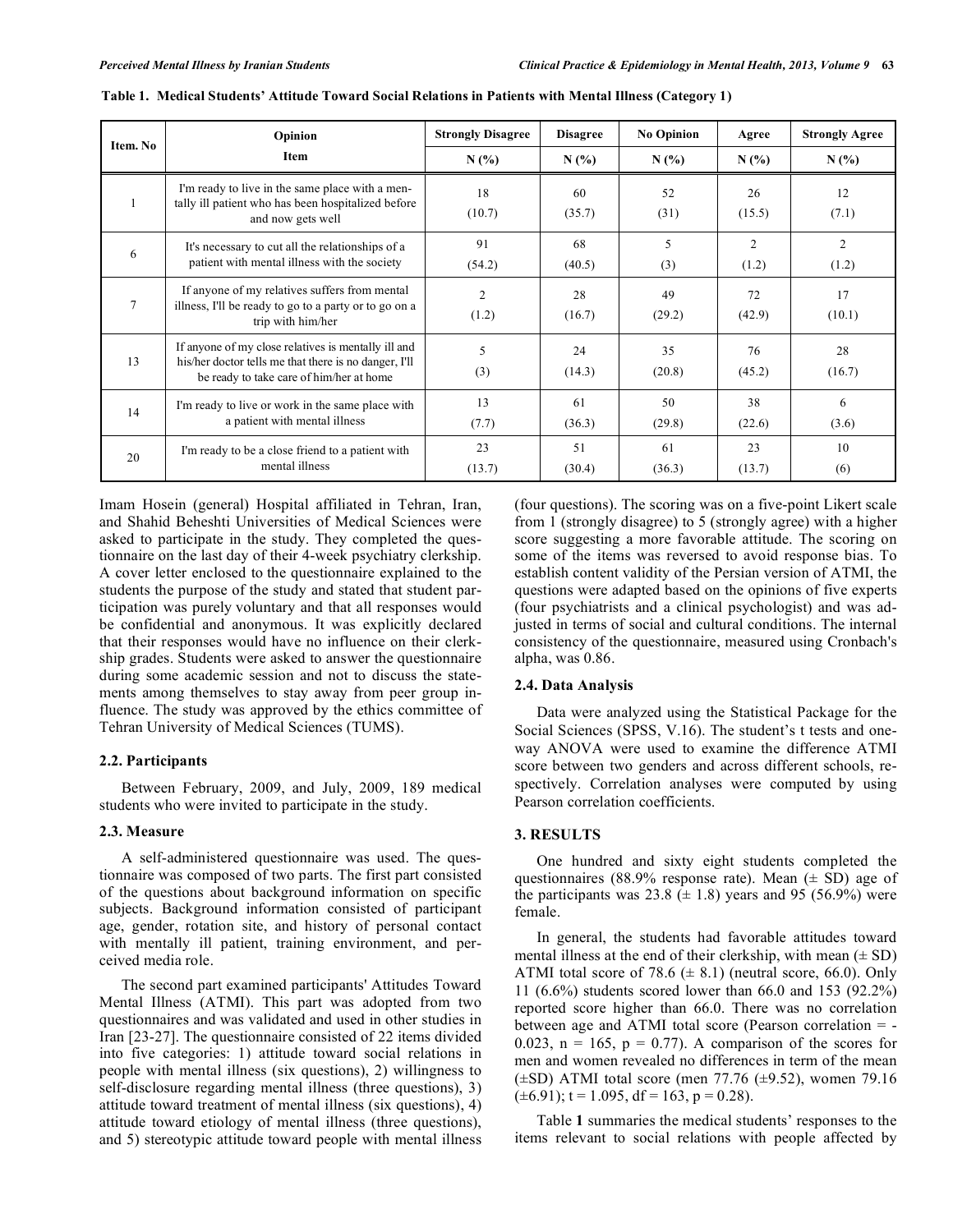**Table 1. Medical Students' Attitude Toward Social Relations in Patients with Mental Illness (Category 1)**

| Item. No | Opinion Item | Strongly Disagree N (%) | Disagree N (%) | No Opinion N (%) | Agree N (%) | Strongly Agree N (%) |
|---|---|---|---|---|---|---|
| 1 | I'm ready to live in the same place with a mentally ill patient who has been hospitalized before and now gets well | 18 (10.7) | 60 (35.7) | 52 (31) | 26 (15.5) | 12 (7.1) |
| 6 | It's necessary to cut all the relationships of a patient with mental illness with the society | 91 (54.2) | 68 (40.5) | 5 (3) | 2 (1.2) | 2 (1.2) |
| 7 | If anyone of my relatives suffers from mental illness, I'll be ready to go to a party or to go on a trip with him/her | 2 (1.2) | 28 (16.7) | 49 (29.2) | 72 (42.9) | 17 (10.1) |
| 13 | If anyone of my close relatives is mentally ill and his/her doctor tells me that there is no danger, I'll be ready to take care of him/her at home | 5 (3) | 24 (14.3) | 35 (20.8) | 76 (45.2) | 28 (16.7) |
| 14 | I'm ready to live or work in the same place with a patient with mental illness | 13 (7.7) | 61 (36.3) | 50 (29.8) | 38 (22.6) | 6 (3.6) |
| 20 | I'm ready to be a close friend to a patient with mental illness | 23 (13.7) | 51 (30.4) | 61 (36.3) | 23 (13.7) | 10 (6) |

Imam Hosein (general) Hospital affiliated in Tehran, Iran, and Shahid Beheshti Universities of Medical Sciences were asked to participate in the study. They completed the questionnaire on the last day of their 4-week psychiatry clerkship. A cover letter enclosed to the questionnaire explained to the students the purpose of the study and stated that student participation was purely voluntary and that all responses would be confidential and anonymous. It was explicitly declared that their responses would have no influence on their clerkship grades. Students were asked to answer the questionnaire during some academic session and not to discuss the statements among themselves to stay away from peer group influence. The study was approved by the ethics committee of Tehran University of Medical Sciences (TUMS).

### 2.2. Participants

Between February, 2009, and July, 2009, 189 medical students who were invited to participate in the study.

### 2.3. Measure

A self-administered questionnaire was used. The questionnaire was composed of two parts. The first part consisted of the questions about background information on specific subjects. Background information consisted of participant age, gender, rotation site, and history of personal contact with mentally ill patient, training environment, and perceived media role.

The second part examined participants' Attitudes Toward Mental Illness (ATMI). This part was adopted from two questionnaires and was validated and used in other studies in Iran [23-27]. The questionnaire consisted of 22 items divided into five categories: 1) attitude toward social relations in people with mental illness (six questions), 2) willingness to self-disclosure regarding mental illness (three questions), 3) attitude toward treatment of mental illness (six questions), 4) attitude toward etiology of mental illness (three questions), and 5) stereotypic attitude toward people with mental illness (four questions). The scoring was on a five-point Likert scale from 1 (strongly disagree) to 5 (strongly agree) with a higher score suggesting a more favorable attitude. The scoring on some of the items was reversed to avoid response bias. To establish content validity of the Persian version of ATMI, the questions were adapted based on the opinions of five experts (four psychiatrists and a clinical psychologist) and was adjusted in terms of social and cultural conditions. The internal consistency of the questionnaire, measured using Cronbach's alpha, was 0.86.

### 2.4. Data Analysis

Data were analyzed using the Statistical Package for the Social Sciences (SPSS, V.16). The student's t tests and one-way ANOVA were used to examine the difference ATMI score between two genders and across different schools, respectively. Correlation analyses were computed by using Pearson correlation coefficients.

## 3. RESULTS

One hundred and sixty eight students completed the questionnaires (88.9% response rate). Mean (± SD) age of the participants was 23.8 (± 1.8) years and 95 (56.9%) were female.

In general, the students had favorable attitudes toward mental illness at the end of their clerkship, with mean (± SD) ATMI total score of 78.6 (± 8.1) (neutral score, 66.0). Only 11 (6.6%) students scored lower than 66.0 and 153 (92.2%) reported score higher than 66.0. There was no correlation between age and ATMI total score (Pearson correlation = -0.023, $n = 165$, $p = 0.77$). A comparison of the scores for men and women revealed no differences in term of the mean (±SD) ATMI total score (men 77.76 (±9.52), women 79.16 (±6.91); $t = 1.095$, $df = 163$, $p = 0.28$).

Table **1** summaries the medical students' responses to the items relevant to social relations with people affected by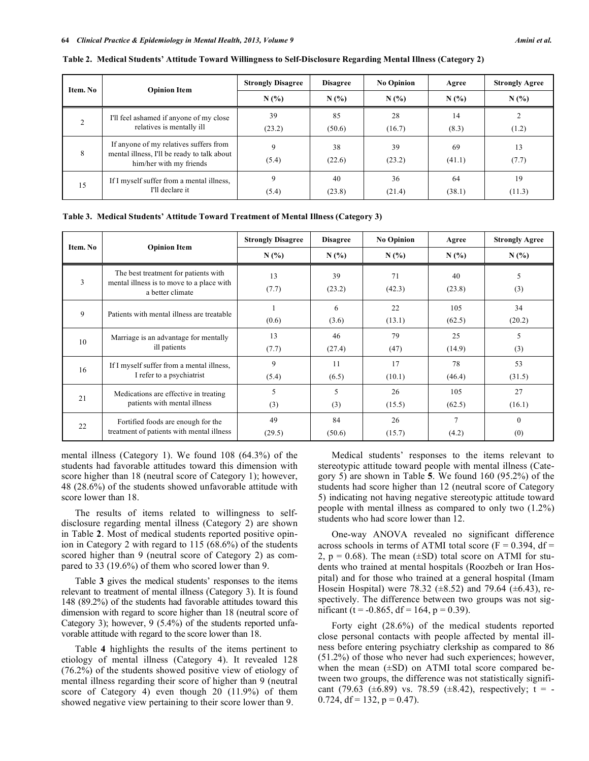**Table 2. Medical Students' Attitude Toward Willingness to Self-Disclosure Regarding Mental Illness (Category 2)**

| Item. No | Opinion Item | Strongly Disagree | Disagree | No Opinion | Agree | Strongly Agree |
|---|---|---|---|---|---|---|
| | | N (%) | N (%) | N (%) | N (%) | N (%) |
| 2 | I'll feel ashamed if anyone of my close relatives is mentally ill | 39 (23.2) | 85 (50.6) | 28 (16.7) | 14 (8.3) | 2 (1.2) |
| 8 | If anyone of my relatives suffers from mental illness, I'll be ready to talk about him/her with my friends | 9 (5.4) | 38 (22.6) | 39 (23.2) | 69 (41.1) | 13 (7.7) |
| 15 | If I myself suffer from a mental illness, I'll declare it | 9 (5.4) | 40 (23.8) | 36 (21.4) | 64 (38.1) | 19 (11.3) |

**Table 3. Medical Students' Attitude Toward Treatment of Mental Illness (Category 3)**

| Item. No | Opinion Item | Strongly Disagree | Disagree | No Opinion | Agree | Strongly Agree |
|---|---|---|---|---|---|---|
| | | N (%) | N (%) | N (%) | N (%) | N (%) |
| 3 | The best treatment for patients with mental illness is to move to a place with a better climate | 13 (7.7) | 39 (23.2) | 71 (42.3) | 40 (23.8) | 5 (3) |
| 9 | Patients with mental illness are treatable | 1 (0.6) | 6 (3.6) | 22 (13.1) | 105 (62.5) | 34 (20.2) |
| 10 | Marriage is an advantage for mentally ill patients | 13 (7.7) | 46 (27.4) | 79 (47) | 25 (14.9) | 5 (3) |
| 16 | If I myself suffer from a mental illness, I refer to a psychiatrist | 9 (5.4) | 11 (6.5) | 17 (10.1) | 78 (46.4) | 53 (31.5) |
| 21 | Medications are effective in treating patients with mental illness | 5 (3) | 5 (3) | 26 (15.5) | 105 (62.5) | 27 (16.1) |
| 22 | Fortified foods are enough for the treatment of patients with mental illness | 49 (29.5) | 84 (50.6) | 26 (15.7) | 7 (4.2) | 0 (0) |

mental illness (Category 1). We found 108 (64.3%) of the students had favorable attitudes toward this dimension with score higher than 18 (neutral score of Category 1); however, 48 (28.6%) of the students showed unfavorable attitude with score lower than 18.

The results of items related to willingness to self-disclosure regarding mental illness (Category 2) are shown in Table **2**. Most of medical students reported positive opinion in Category 2 with regard to 115 (68.6%) of the students scored higher than 9 (neutral score of Category 2) as compared to 33 (19.6%) of them who scored lower than 9.

Table **3** gives the medical students' responses to the items relevant to treatment of mental illness (Category 3). It is found 148 (89.2%) of the students had favorable attitudes toward this dimension with regard to score higher than 18 (neutral score of Category 3); however, 9 (5.4%) of the students reported unfavorable attitude with regard to the score lower than 18.

Table **4** highlights the results of the items pertinent to etiology of mental illness (Category 4). It revealed 128 (76.2%) of the students showed positive view of etiology of mental illness regarding their score of higher than 9 (neutral score of Category 4) even though 20 (11.9%) of them showed negative view pertaining to their score lower than 9.

Medical students' responses to the items relevant to stereotypic attitude toward people with mental illness (Category 5) are shown in Table **5**. We found 160 (95.2%) of the students had score higher than 12 (neutral score of Category 5) indicating not having negative stereotypic attitude toward people with mental illness as compared to only two (1.2%) students who had score lower than 12.

One-way ANOVA revealed no significant difference across schools in terms of ATMI total score ($F = 0.394$, $df = 2$, $p = 0.68$). The mean (±SD) total score on ATMI for students who trained at mental hospitals (Roozbeh or Iran Hospital) and for those who trained at a general hospital (Imam Hosein Hospital) were 78.32 (±8.52) and 79.64 (±6.43), respectively. The difference between two groups was not significant ($t = -0.865$, $df = 164$, $p = 0.39$).

Forty eight (28.6%) of the medical students reported close personal contacts with people affected by mental illness before entering psychiatry clerkship as compared to 86 (51.2%) of those who never had such experiences; however, when the mean (±SD) on ATMI total score compared between two groups, the difference was not statistically significant (79.63 (±6.89) vs. 78.59 (±8.42), respectively; $t = -0.724$, $df = 132$, $p = 0.47$).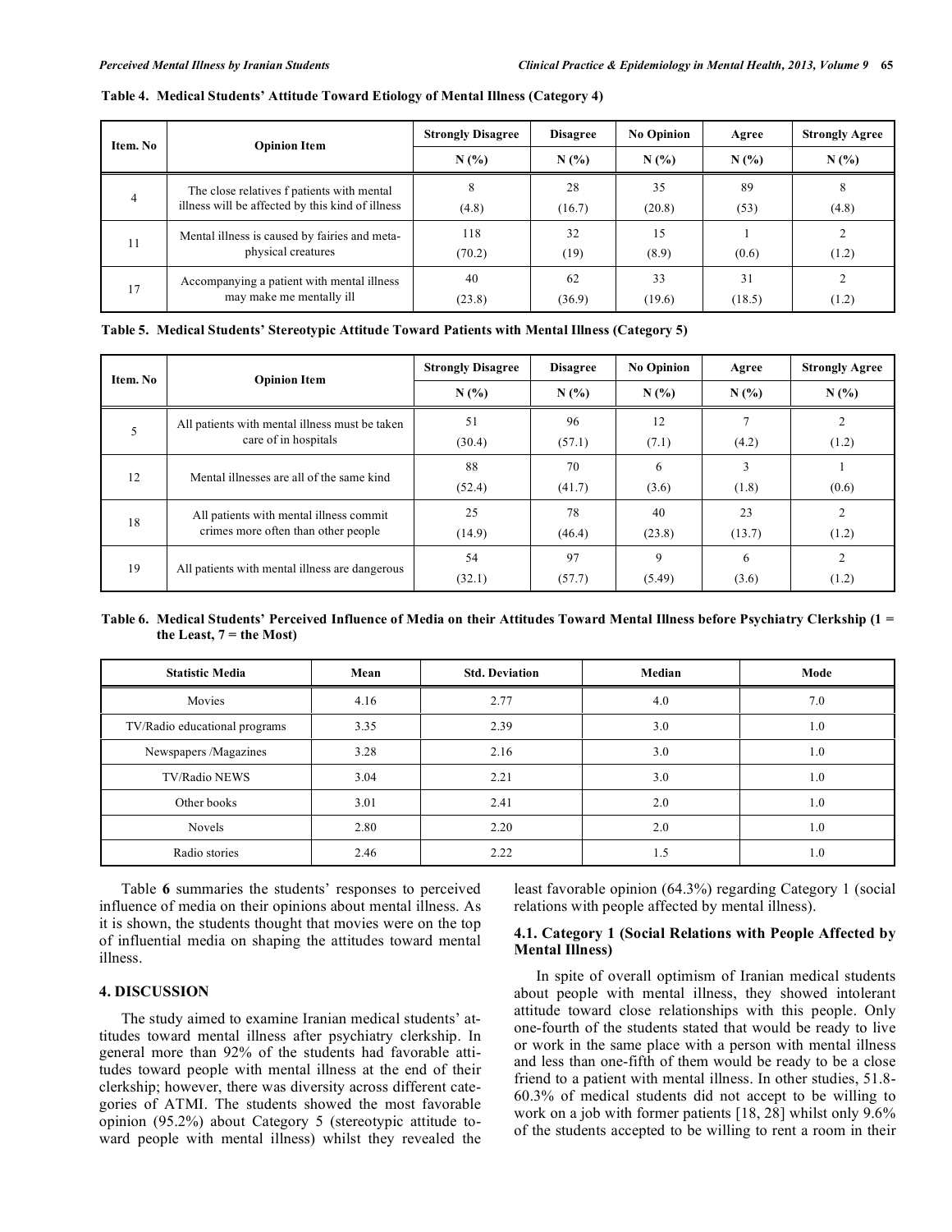**Table 4. Medical Students' Attitude Toward Etiology of Mental Illness (Category 4)**

| Item. No | Opinion Item | Strongly Disagree | Disagree | No Opinion | Agree | Strongly Agree |
|---|---|---|---|---|---|---|
| | | N (%) | N (%) | N (%) | N (%) | N (%) |
| 4 | The close relatives f patients with mental illness will be affected by this kind of illness | 8 (4.8) | 28 (16.7) | 35 (20.8) | 89 (53) | 8 (4.8) |
| 11 | Mental illness is caused by fairies and meta-physical creatures | 118 (70.2) | 32 (19) | 15 (8.9) | 1 (0.6) | 2 (1.2) |
| 17 | Accompanying a patient with mental illness may make me mentally ill | 40 (23.8) | 62 (36.9) | 33 (19.6) | 31 (18.5) | 2 (1.2) |

**Table 5. Medical Students' Stereotypic Attitude Toward Patients with Mental Illness (Category 5)**

| Item. No | Opinion Item | Strongly Disagree | Disagree | No Opinion | Agree | Strongly Agree |
|---|---|---|---|---|---|---|
| | | N (%) | N (%) | N (%) | N (%) | N (%) |
| 5 | All patients with mental illness must be taken care of in hospitals | 51 (30.4) | 96 (57.1) | 12 (7.1) | 7 (4.2) | 2 (1.2) |
| 12 | Mental illnesses are all of the same kind | 88 (52.4) | 70 (41.7) | 6 (3.6) | 3 (1.8) | 1 (0.6) |
| 18 | All patients with mental illness commit crimes more often than other people | 25 (14.9) | 78 (46.4) | 40 (23.8) | 23 (13.7) | 2 (1.2) |
| 19 | All patients with mental illness are dangerous | 54 (32.1) | 97 (57.7) | 9 (5.49) | 6 (3.6) | 2 (1.2) |

**Table 6. Medical Students' Perceived Influence of Media on their Attitudes Toward Mental Illness before Psychiatry Clerkship (1 = the Least, 7 = the Most)**

| Statistic Media | Mean | Std. Deviation | Median | Mode |
|---|---|---|---|---|
| Movies | 4.16 | 2.77 | 4.0 | 7.0 |
| TV/Radio educational programs | 3.35 | 2.39 | 3.0 | 1.0 |
| Newspapers /Magazines | 3.28 | 2.16 | 3.0 | 1.0 |
| TV/Radio NEWS | 3.04 | 2.21 | 3.0 | 1.0 |
| Other books | 3.01 | 2.41 | 2.0 | 1.0 |
| Novels | 2.80 | 2.20 | 2.0 | 1.0 |
| Radio stories | 2.46 | 2.22 | 1.5 | 1.0 |

Table **6** summaries the students' responses to perceived influence of media on their opinions about mental illness. As it is shown, the students thought that movies were on the top of influential media on shaping the attitudes toward mental illness.

## 4. DISCUSSION

The study aimed to examine Iranian medical students' attitudes toward mental illness after psychiatry clerkship. In general more than 92% of the students had favorable attitudes toward people with mental illness at the end of their clerkship; however, there was diversity across different categories of ATMI. The students showed the most favorable opinion (95.2%) about Category 5 (stereotypic attitude toward people with mental illness) whilst they revealed the least favorable opinion (64.3%) regarding Category 1 (social relations with people affected by mental illness).

### 4.1. Category 1 (Social Relations with People Affected by Mental Illness)

In spite of overall optimism of Iranian medical students about people with mental illness, they showed intolerant attitude toward close relationships with this people. Only one-fourth of the students stated that would be ready to live or work in the same place with a person with mental illness and less than one-fifth of them would be ready to be a close friend to a patient with mental illness. In other studies, 51.8-60.3% of medical students did not accept to be willing to work on a job with former patients [18, 28] whilst only 9.6% of the students accepted to be willing to rent a room in their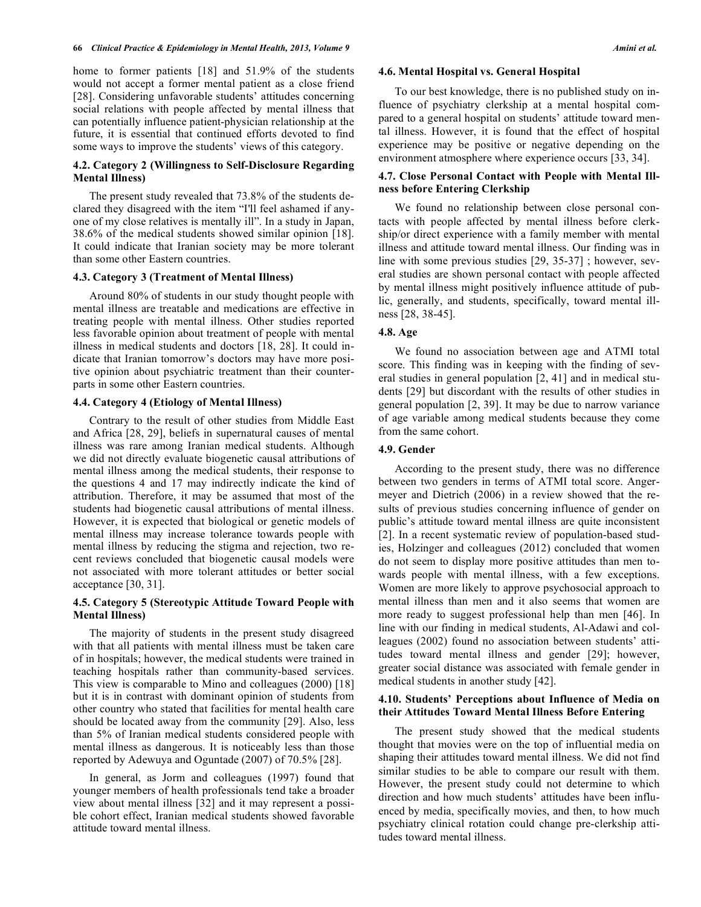home to former patients [18] and 51.9% of the students would not accept a former mental patient as a close friend [28]. Considering unfavorable students' attitudes concerning social relations with people affected by mental illness that can potentially influence patient-physician relationship at the future, it is essential that continued efforts devoted to find some ways to improve the students' views of this category.

### 4.2. Category 2 (Willingness to Self-Disclosure Regarding Mental Illness)

The present study revealed that 73.8% of the students declared they disagreed with the item "I'll feel ashamed if anyone of my close relatives is mentally ill". In a study in Japan, 38.6% of the medical students showed similar opinion [18]. It could indicate that Iranian society may be more tolerant than some other Eastern countries.

### 4.3. Category 3 (Treatment of Mental Illness)

Around 80% of students in our study thought people with mental illness are treatable and medications are effective in treating people with mental illness. Other studies reported less favorable opinion about treatment of people with mental illness in medical students and doctors [18, 28]. It could indicate that Iranian tomorrow's doctors may have more positive opinion about psychiatric treatment than their counterparts in some other Eastern countries.

### 4.4. Category 4 (Etiology of Mental Illness)

Contrary to the result of other studies from Middle East and Africa [28, 29], beliefs in supernatural causes of mental illness was rare among Iranian medical students. Although we did not directly evaluate biogenetic causal attributions of mental illness among the medical students, their response to the questions 4 and 17 may indirectly indicate the kind of attribution. Therefore, it may be assumed that most of the students had biogenetic causal attributions of mental illness. However, it is expected that biological or genetic models of mental illness may increase tolerance towards people with mental illness by reducing the stigma and rejection, two recent reviews concluded that biogenetic causal models were not associated with more tolerant attitudes or better social acceptance [30, 31].

### 4.5. Category 5 (Stereotypic Attitude Toward People with Mental Illness)

The majority of students in the present study disagreed with that all patients with mental illness must be taken care of in hospitals; however, the medical students were trained in teaching hospitals rather than community-based services. This view is comparable to Mino and colleagues (2000) [18] but it is in contrast with dominant opinion of students from other country who stated that facilities for mental health care should be located away from the community [29]. Also, less than 5% of Iranian medical students considered people with mental illness as dangerous. It is noticeably less than those reported by Adewuya and Oguntade (2007) of 70.5% [28].

In general, as Jorm and colleagues (1997) found that younger members of health professionals tend take a broader view about mental illness [32] and it may represent a possible cohort effect, Iranian medical students showed favorable attitude toward mental illness.

### 4.6. Mental Hospital vs. General Hospital

To our best knowledge, there is no published study on influence of psychiatry clerkship at a mental hospital compared to a general hospital on students' attitude toward mental illness. However, it is found that the effect of hospital experience may be positive or negative depending on the environment atmosphere where experience occurs [33, 34].

### 4.7. Close Personal Contact with People with Mental Illness before Entering Clerkship

We found no relationship between close personal contacts with people affected by mental illness before clerkship/or direct experience with a family member with mental illness and attitude toward mental illness. Our finding was in line with some previous studies [29, 35-37] ; however, several studies are shown personal contact with people affected by mental illness might positively influence attitude of public, generally, and students, specifically, toward mental illness [28, 38-45].

### 4.8. Age

We found no association between age and ATMI total score. This finding was in keeping with the finding of several studies in general population [2, 41] and in medical students [29] but discordant with the results of other studies in general population [2, 39]. It may be due to narrow variance of age variable among medical students because they come from the same cohort.

### 4.9. Gender

According to the present study, there was no difference between two genders in terms of ATMI total score. Angermeyer and Dietrich (2006) in a review showed that the results of previous studies concerning influence of gender on public's attitude toward mental illness are quite inconsistent [2]. In a recent systematic review of population-based studies, Holzinger and colleagues (2012) concluded that women do not seem to display more positive attitudes than men towards people with mental illness, with a few exceptions. Women are more likely to approve psychosocial approach to mental illness than men and it also seems that women are more ready to suggest professional help than men [46]. In line with our finding in medical students, Al-Adawi and colleagues (2002) found no association between students' attitudes toward mental illness and gender [29]; however, greater social distance was associated with female gender in medical students in another study [42].

### 4.10. Students' Perceptions about Influence of Media on their Attitudes Toward Mental Illness Before Entering

The present study showed that the medical students thought that movies were on the top of influential media on shaping their attitudes toward mental illness. We did not find similar studies to be able to compare our result with them. However, the present study could not determine to which direction and how much students' attitudes have been influenced by media, specifically movies, and then, to how much psychiatry clinical rotation could change pre-clerkship attitudes toward mental illness.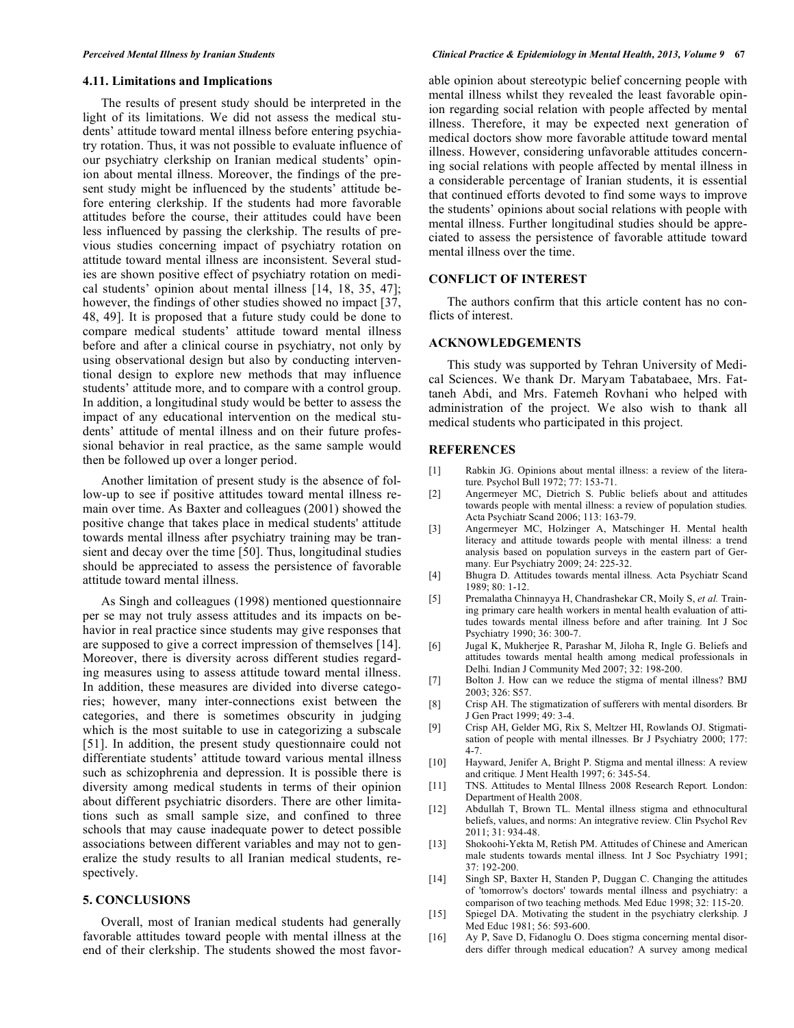### 4.11. Limitations and Implications

The results of present study should be interpreted in the light of its limitations. We did not assess the medical students' attitude toward mental illness before entering psychiatry rotation. Thus, it was not possible to evaluate influence of our psychiatry clerkship on Iranian medical students' opinion about mental illness. Moreover, the findings of the present study might be influenced by the students' attitude before entering clerkship. If the students had more favorable attitudes before the course, their attitudes could have been less influenced by passing the clerkship. The results of previous studies concerning impact of psychiatry rotation on attitude toward mental illness are inconsistent. Several studies are shown positive effect of psychiatry rotation on medical students' opinion about mental illness [14, 18, 35, 47]; however, the findings of other studies showed no impact [37, 48, 49]. It is proposed that a future study could be done to compare medical students' attitude toward mental illness before and after a clinical course in psychiatry, not only by using observational design but also by conducting interventional design to explore new methods that may influence students' attitude more, and to compare with a control group. In addition, a longitudinal study would be better to assess the impact of any educational intervention on the medical students' attitude of mental illness and on their future professional behavior in real practice, as the same sample would then be followed up over a longer period.

Another limitation of present study is the absence of follow-up to see if positive attitudes toward mental illness remain over time. As Baxter and colleagues (2001) showed the positive change that takes place in medical students' attitude towards mental illness after psychiatry training may be transient and decay over the time [50]. Thus, longitudinal studies should be appreciated to assess the persistence of favorable attitude toward mental illness.

As Singh and colleagues (1998) mentioned questionnaire per se may not truly assess attitudes and its impacts on behavior in real practice since students may give responses that are supposed to give a correct impression of themselves [14]. Moreover, there is diversity across different studies regarding measures using to assess attitude toward mental illness. In addition, these measures are divided into diverse categories; however, many inter-connections exist between the categories, and there is sometimes obscurity in judging which is the most suitable to use in categorizing a subscale [51]. In addition, the present study questionnaire could not differentiate students' attitude toward various mental illness such as schizophrenia and depression. It is possible there is diversity among medical students in terms of their opinion about different psychiatric disorders. There are other limitations such as small sample size, and confined to three schools that may cause inadequate power to detect possible associations between different variables and may not to generalize the study results to all Iranian medical students, respectively.

## 5. CONCLUSIONS

Overall, most of Iranian medical students had generally favorable attitudes toward people with mental illness at the end of their clerkship. The students showed the most favorable opinion about stereotypic belief concerning people with mental illness whilst they revealed the least favorable opinion regarding social relation with people affected by mental illness. Therefore, it may be expected next generation of medical doctors show more favorable attitude toward mental illness. However, considering unfavorable attitudes concerning social relations with people affected by mental illness in a considerable percentage of Iranian students, it is essential that continued efforts devoted to find some ways to improve the students' opinions about social relations with people with mental illness. Further longitudinal studies should be appreciated to assess the persistence of favorable attitude toward mental illness over the time.

## CONFLICT OF INTEREST

The authors confirm that this article content has no conflicts of interest.

## ACKNOWLEDGEMENTS

This study was supported by Tehran University of Medical Sciences. We thank Dr. Maryam Tabatabaee, Mrs. Fattaneh Abdi, and Mrs. Fatemeh Rovhani who helped with administration of the project. We also wish to thank all medical students who participated in this project.

## REFERENCES

[1] Rabkin JG. Opinions about mental illness: a review of the literature. Psychol Bull 1972; 77: 153-71.

[2] Angermeyer MC, Dietrich S. Public beliefs about and attitudes towards people with mental illness: a review of population studies. Acta Psychiatr Scand 2006; 113: 163-79.

[3] Angermeyer MC, Holzinger A, Matschinger H. Mental health literacy and attitude towards people with mental illness: a trend analysis based on population surveys in the eastern part of Germany. Eur Psychiatry 2009; 24: 225-32.

[4] Bhugra D. Attitudes towards mental illness. Acta Psychiatr Scand 1989; 80: 1-12.

[5] Premalatha Chinnayya H, Chandrashekar CR, Moily S, *et al.* Training primary care health workers in mental health evaluation of attitudes towards mental illness before and after training. Int J Soc Psychiatry 1990; 36: 300-7.

[6] Jugal K, Mukherjee R, Parashar M, Jiloha R, Ingle G. Beliefs and attitudes towards mental health among medical professionals in Delhi. Indian J Community Med 2007; 32: 198-200.

[7] Bolton J. How can we reduce the stigma of mental illness? BMJ 2003; 326: S57.

[8] Crisp AH. The stigmatization of sufferers with mental disorders. Br J Gen Pract 1999; 49: 3-4.

[9] Crisp AH, Gelder MG, Rix S, Meltzer HI, Rowlands OJ. Stigmatisation of people with mental illnesses. Br J Psychiatry 2000; 177: 4-7.

[10] Hayward, Jenifer A, Bright P. Stigma and mental illness: A review and critique. J Ment Health 1997; 6: 345-54.

[11] TNS. Attitudes to Mental Illness 2008 Research Report. London: Department of Health 2008.

[12] Abdullah T, Brown TL. Mental illness stigma and ethnocultural beliefs, values, and norms: An integrative review. Clin Psychol Rev 2011; 31: 934-48.

[13] Shokoohi-Yekta M, Retish PM. Attitudes of Chinese and American male students towards mental illness. Int J Soc Psychiatry 1991; 37: 192-200.

[14] Singh SP, Baxter H, Standen P, Duggan C. Changing the attitudes of 'tomorrow's doctors' towards mental illness and psychiatry: a comparison of two teaching methods. Med Educ 1998; 32: 115-20.

[15] Spiegel DA. Motivating the student in the psychiatry clerkship. J Med Educ 1981; 56: 593-600.

[16] Ay P, Save D, Fidanoglu O. Does stigma concerning mental disorders differ through medical education? A survey among medical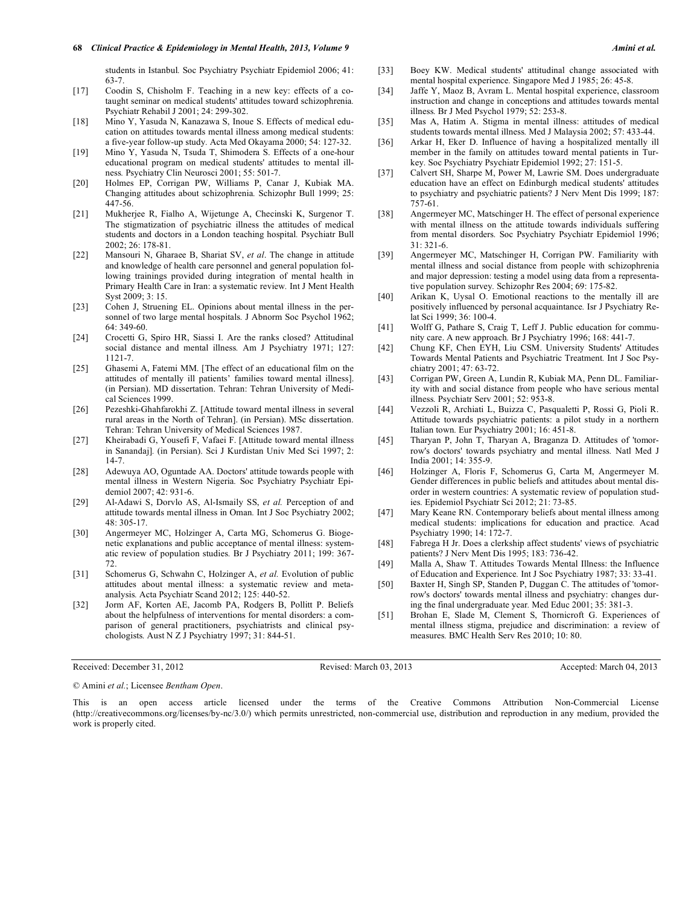students in Istanbul. Soc Psychiatry Psychiatr Epidemiol 2006; 41: 63-7.

[17] Coodin S, Chisholm F. Teaching in a new key: effects of a co-taught seminar on medical students' attitudes toward schizophrenia. Psychiatr Rehabil J 2001; 24: 299-302.

[18] Mino Y, Yasuda N, Kanazawa S, Inoue S. Effects of medical education on attitudes towards mental illness among medical students: a five-year follow-up study. Acta Med Okayama 2000; 54: 127-32.

[19] Mino Y, Yasuda N, Tsuda T, Shimodera S. Effects of a one-hour educational program on medical students' attitudes to mental illness. Psychiatry Clin Neurosci 2001; 55: 501-7.

[20] Holmes EP, Corrigan PW, Williams P, Canar J, Kubiak MA. Changing attitudes about schizophrenia. Schizophr Bull 1999; 25: 447-56.

[21] Mukherjee R, Fialho A, Wijetunge A, Checinski K, Surgenor T. The stigmatization of psychiatric illness the attitudes of medical students and doctors in a London teaching hospital. Psychiatr Bull 2002; 26: 178-81.

[22] Mansouri N, Gharaee B, Shariat SV, *et al*. The change in attitude and knowledge of health care personnel and general population following trainings provided during integration of mental health in Primary Health Care in Iran: a systematic review. Int J Ment Health Syst 2009; 3: 15.

[23] Cohen J, Struening EL. Opinions about mental illness in the personnel of two large mental hospitals. J Abnorm Soc Psychol 1962; 64: 349-60.

[24] Crocetti G, Spiro HR, Siassi I. Are the ranks closed? Attitudinal social distance and mental illness. Am J Psychiatry 1971; 127: 1121-7.

[25] Ghasemi A, Fatemi MM. [The effect of an educational film on the attitudes of mentally ill patients' families toward mental illness]. (in Persian). MD dissertation. Tehran: Tehran University of Medical Sciences 1999.

[26] Pezeshki-Ghahfarokhi Z. [Attitude toward mental illness in several rural areas in the North of Tehran]. (in Persian). MSc dissertation. Tehran: Tehran University of Medical Sciences 1987.

[27] Kheirabadi G, Yousefi F, Vafaei F. [Attitude toward mental illness in Sanandaj]. (in Persian). Sci J Kurdistan Univ Med Sci 1997; 2: 14-7.

[28] Adewuya AO, Oguntade AA. Doctors' attitude towards people with mental illness in Western Nigeria. Soc Psychiatry Psychiatr Epidemiol 2007; 42: 931-6.

[29] Al-Adawi S, Dorvlo AS, Al-Ismaily SS, *et al.* Perception of and attitude towards mental illness in Oman. Int J Soc Psychiatry 2002; 48: 305-17.

[30] Angermeyer MC, Holzinger A, Carta MG, Schomerus G. Biogenetic explanations and public acceptance of mental illness: systematic review of population studies. Br J Psychiatry 2011; 199: 367-72.

[31] Schomerus G, Schwahn C, Holzinger A, *et al.* Evolution of public attitudes about mental illness: a systematic review and meta-analysis. Acta Psychiatr Scand 2012; 125: 440-52.

[32] Jorm AF, Korten AE, Jacomb PA, Rodgers B, Pollitt P. Beliefs about the helpfulness of interventions for mental disorders: a comparison of general practitioners, psychiatrists and clinical psychologists. Aust N Z J Psychiatry 1997; 31: 844-51.

[33] Boey KW. Medical students' attitudinal change associated with mental hospital experience. Singapore Med J 1985; 26: 45-8.

[34] Jaffe Y, Maoz B, Avram L. Mental hospital experience, classroom instruction and change in conceptions and attitudes towards mental illness. Br J Med Psychol 1979; 52: 253-8.

[35] Mas A, Hatim A. Stigma in mental illness: attitudes of medical students towards mental illness. Med J Malaysia 2002; 57: 433-44.

[36] Arkar H, Eker D. Influence of having a hospitalized mentally ill member in the family on attitudes toward mental patients in Turkey. Soc Psychiatry Psychiatr Epidemiol 1992; 27: 151-5.

[37] Calvert SH, Sharpe M, Power M, Lawrie SM. Does undergraduate education have an effect on Edinburgh medical students' attitudes to psychiatry and psychiatric patients? J Nerv Ment Dis 1999; 187: 757-61.

[38] Angermeyer MC, Matschinger H. The effect of personal experience with mental illness on the attitude towards individuals suffering from mental disorders. Soc Psychiatry Psychiatr Epidemiol 1996; 31: 321-6.

[39] Angermeyer MC, Matschinger H, Corrigan PW. Familiarity with mental illness and social distance from people with schizophrenia and major depression: testing a model using data from a representative population survey. Schizophr Res 2004; 69: 175-82.

[40] Arikan K, Uysal O. Emotional reactions to the mentally ill are positively influenced by personal acquaintance. Isr J Psychiatry Relat Sci 1999; 36: 100-4.

[41] Wolff G, Pathare S, Craig T, Leff J. Public education for community care. A new approach. Br J Psychiatry 1996; 168: 441-7.

[42] Chung KF, Chen EYH, Liu CSM. University Students' Attitudes Towards Mental Patients and Psychiatric Treatment. Int J Soc Psychiatry 2001; 47: 63-72.

[43] Corrigan PW, Green A, Lundin R, Kubiak MA, Penn DL. Familiarity with and social distance from people who have serious mental illness. Psychiatr Serv 2001; 52: 953-8.

[44] Vezzoli R, Archiati L, Buizza C, Pasqualetti P, Rossi G, Pioli R. Attitude towards psychiatric patients: a pilot study in a northern Italian town. Eur Psychiatry 2001; 16: 451-8.

[45] Tharyan P, John T, Tharyan A, Braganza D. Attitudes of 'tomorrow's doctors' towards psychiatry and mental illness. Natl Med J India 2001; 14: 355-9.

[46] Holzinger A, Floris F, Schomerus G, Carta M, Angermeyer M. Gender differences in public beliefs and attitudes about mental disorder in western countries: A systematic review of population studies. Epidemiol Psychiatr Sci 2012; 21: 73-85.

[47] Mary Keane RN. Contemporary beliefs about mental illness among medical students: implications for education and practice. Acad Psychiatry 1990; 14: 172-7.

[48] Fabrega H Jr. Does a clerkship affect students' views of psychiatric patients? J Nerv Ment Dis 1995; 183: 736-42.

[49] Malla A, Shaw T. Attitudes Towards Mental Illness: the Influence of Education and Experience. Int J Soc Psychiatry 1987; 33: 33-41.

[50] Baxter H, Singh SP, Standen P, Duggan C. The attitudes of 'tomorrow's doctors' towards mental illness and psychiatry: changes during the final undergraduate year. Med Educ 2001; 35: 381-3.

[51] Brohan E, Slade M, Clement S, Thornicroft G. Experiences of mental illness stigma, prejudice and discrimination: a review of measures. BMC Health Serv Res 2010; 10: 80.

Received: December 31, 2012 Revised: March 03, 2013 Accepted: March 04, 2013

© Amini *et al.*; Licensee *Bentham Open*.

This is an open access article licensed under the terms of the Creative Commons Attribution Non-Commercial License (http://creativecommons.org/licenses/by-nc/3.0/) which permits unrestricted, non-commercial use, distribution and reproduction in any medium, provided the work is properly cited.